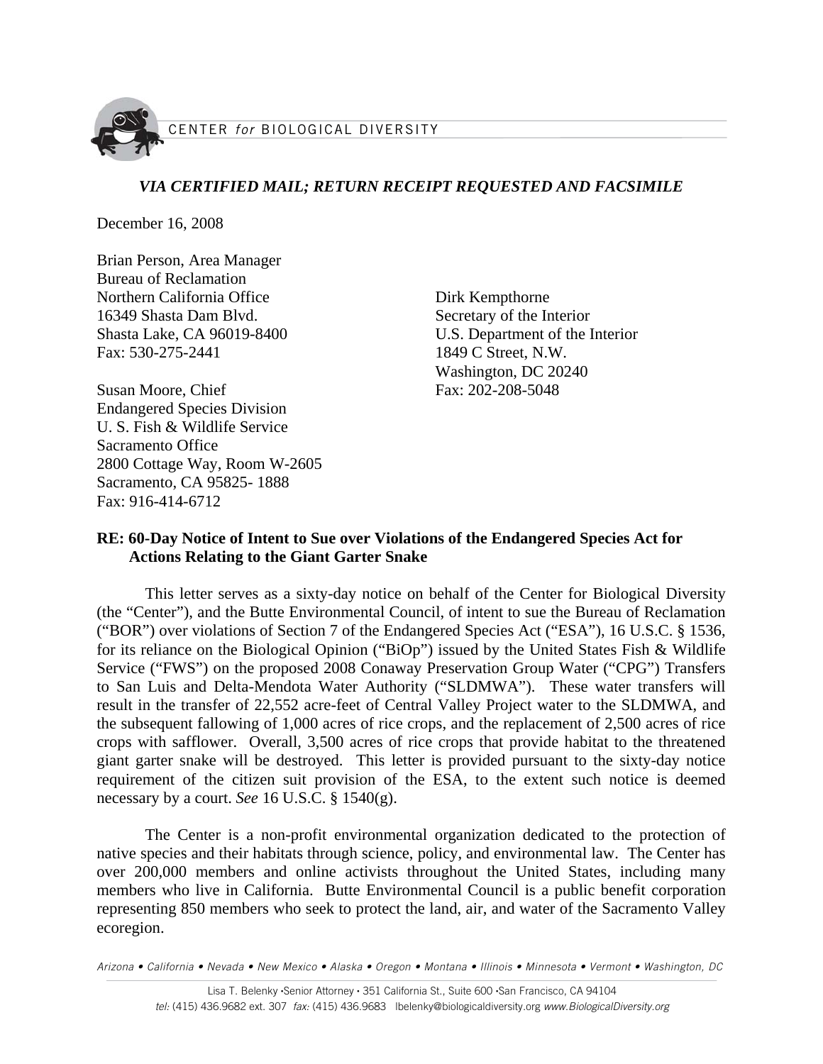CENTER *for* BIOLOGICAL DIVERSITY

***VIA CERTIFIED MAIL; RETURN RECEIPT REQUESTED AND FACSIMILE***

December 16, 2008

Brian Person, Area Manager
Bureau of Reclamation
Northern California Office
16349 Shasta Dam Blvd.
Shasta Lake, CA 96019-8400
Fax: 530-275-2441

Susan Moore, Chief
Endangered Species Division
U. S. Fish & Wildlife Service
Sacramento Office
2800 Cottage Way, Room W-2605
Sacramento, CA 95825- 1888
Fax: 916-414-6712

Dirk Kempthorne
Secretary of the Interior
U.S. Department of the Interior
1849 C Street, N.W.
Washington, DC 20240
Fax: 202-208-5048

**RE: 60-Day Notice of Intent to Sue over Violations of the Endangered Species Act for Actions Relating to the Giant Garter Snake**

This letter serves as a sixty-day notice on behalf of the Center for Biological Diversity (the "Center"), and the Butte Environmental Council, of intent to sue the Bureau of Reclamation ("BOR") over violations of Section 7 of the Endangered Species Act ("ESA"), 16 U.S.C. § 1536, for its reliance on the Biological Opinion ("BiOp") issued by the United States Fish & Wildlife Service ("FWS") on the proposed 2008 Conaway Preservation Group Water ("CPG") Transfers to San Luis and Delta-Mendota Water Authority ("SLDMWA"). These water transfers will result in the transfer of 22,552 acre-feet of Central Valley Project water to the SLDMWA, and the subsequent fallowing of 1,000 acres of rice crops, and the replacement of 2,500 acres of rice crops with safflower. Overall, 3,500 acres of rice crops that provide habitat to the threatened giant garter snake will be destroyed. This letter is provided pursuant to the sixty-day notice requirement of the citizen suit provision of the ESA, to the extent such notice is deemed necessary by a court. *See* 16 U.S.C. § 1540(g).

The Center is a non-profit environmental organization dedicated to the protection of native species and their habitats through science, policy, and environmental law. The Center has over 200,000 members and online activists throughout the United States, including many members who live in California. Butte Environmental Council is a public benefit corporation representing 850 members who seek to protect the land, air, and water of the Sacramento Valley ecoregion.

*Arizona • California • Nevada • New Mexico • Alaska • Oregon • Montana • Illinois • Minnesota • Vermont • Washington, DC*

Lisa T. Belenky •Senior Attorney • 351 California St., Suite 600 •San Francisco, CA 94104
*tel:* (415) 436.9682 ext. 307 *fax:* (415) 436.9683 lbelenky@biologicaldiversity.org *www.BiologicalDiversity.org*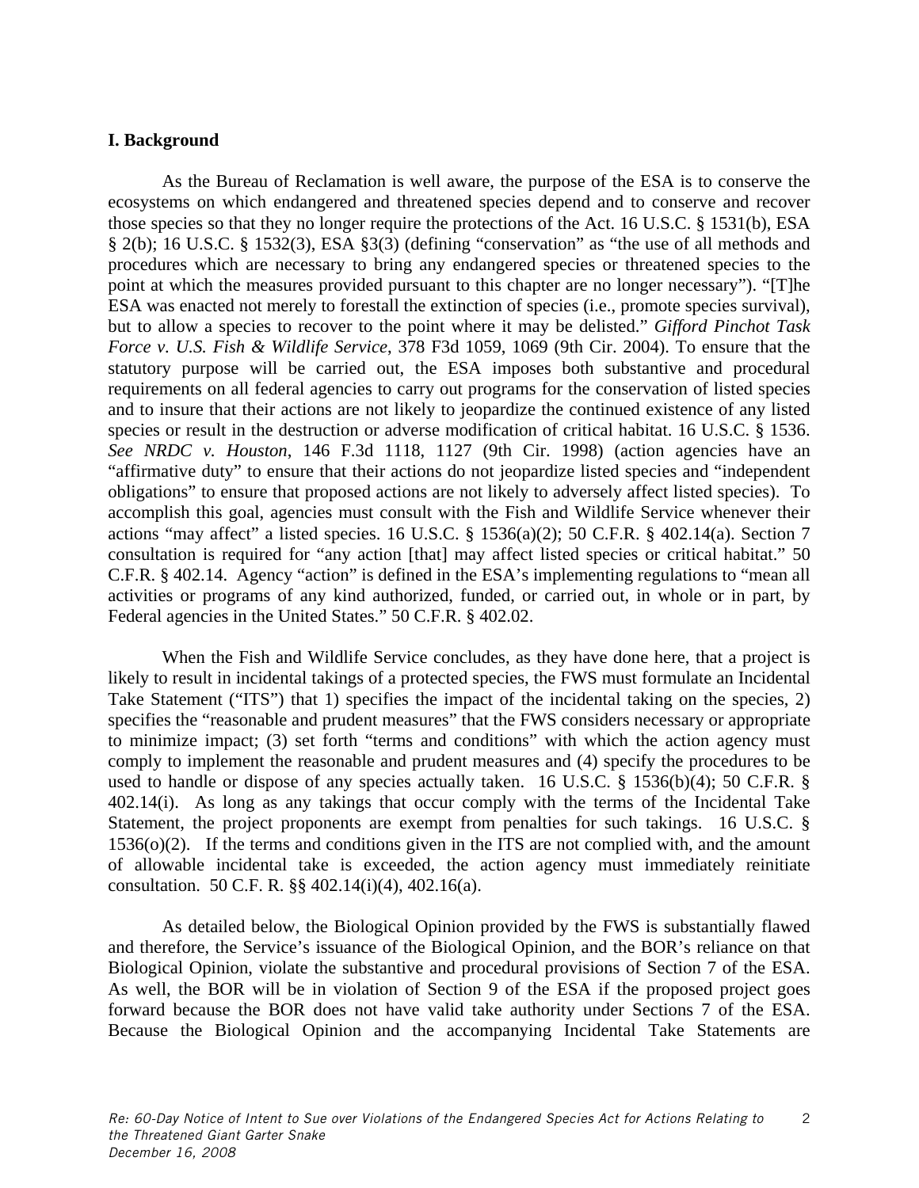**I. Background**

As the Bureau of Reclamation is well aware, the purpose of the ESA is to conserve the ecosystems on which endangered and threatened species depend and to conserve and recover those species so that they no longer require the protections of the Act. 16 U.S.C. § 1531(b), ESA § 2(b); 16 U.S.C. § 1532(3), ESA §3(3) (defining "conservation" as "the use of all methods and procedures which are necessary to bring any endangered species or threatened species to the point at which the measures provided pursuant to this chapter are no longer necessary"). "[T]he ESA was enacted not merely to forestall the extinction of species (i.e., promote species survival), but to allow a species to recover to the point where it may be delisted." *Gifford Pinchot Task Force v. U.S. Fish & Wildlife Service*, 378 F3d 1059, 1069 (9th Cir. 2004). To ensure that the statutory purpose will be carried out, the ESA imposes both substantive and procedural requirements on all federal agencies to carry out programs for the conservation of listed species and to insure that their actions are not likely to jeopardize the continued existence of any listed species or result in the destruction or adverse modification of critical habitat. 16 U.S.C. § 1536. *See NRDC v. Houston*, 146 F.3d 1118, 1127 (9th Cir. 1998) (action agencies have an "affirmative duty" to ensure that their actions do not jeopardize listed species and "independent obligations" to ensure that proposed actions are not likely to adversely affect listed species). To accomplish this goal, agencies must consult with the Fish and Wildlife Service whenever their actions "may affect" a listed species. 16 U.S.C. § 1536(a)(2); 50 C.F.R. § 402.14(a). Section 7 consultation is required for "any action [that] may affect listed species or critical habitat." 50 C.F.R. § 402.14. Agency "action" is defined in the ESA's implementing regulations to "mean all activities or programs of any kind authorized, funded, or carried out, in whole or in part, by Federal agencies in the United States." 50 C.F.R. § 402.02.

When the Fish and Wildlife Service concludes, as they have done here, that a project is likely to result in incidental takings of a protected species, the FWS must formulate an Incidental Take Statement ("ITS") that 1) specifies the impact of the incidental taking on the species, 2) specifies the "reasonable and prudent measures" that the FWS considers necessary or appropriate to minimize impact; (3) set forth "terms and conditions" with which the action agency must comply to implement the reasonable and prudent measures and (4) specify the procedures to be used to handle or dispose of any species actually taken. 16 U.S.C. § 1536(b)(4); 50 C.F.R. § 402.14(i). As long as any takings that occur comply with the terms of the Incidental Take Statement, the project proponents are exempt from penalties for such takings. 16 U.S.C. § 1536(o)(2). If the terms and conditions given in the ITS are not complied with, and the amount of allowable incidental take is exceeded, the action agency must immediately reinitiate consultation. 50 C.F. R. §§ 402.14(i)(4), 402.16(a).

As detailed below, the Biological Opinion provided by the FWS is substantially flawed and therefore, the Service's issuance of the Biological Opinion, and the BOR's reliance on that Biological Opinion, violate the substantive and procedural provisions of Section 7 of the ESA. As well, the BOR will be in violation of Section 9 of the ESA if the proposed project goes forward because the BOR does not have valid take authority under Sections 7 of the ESA. Because the Biological Opinion and the accompanying Incidental Take Statements are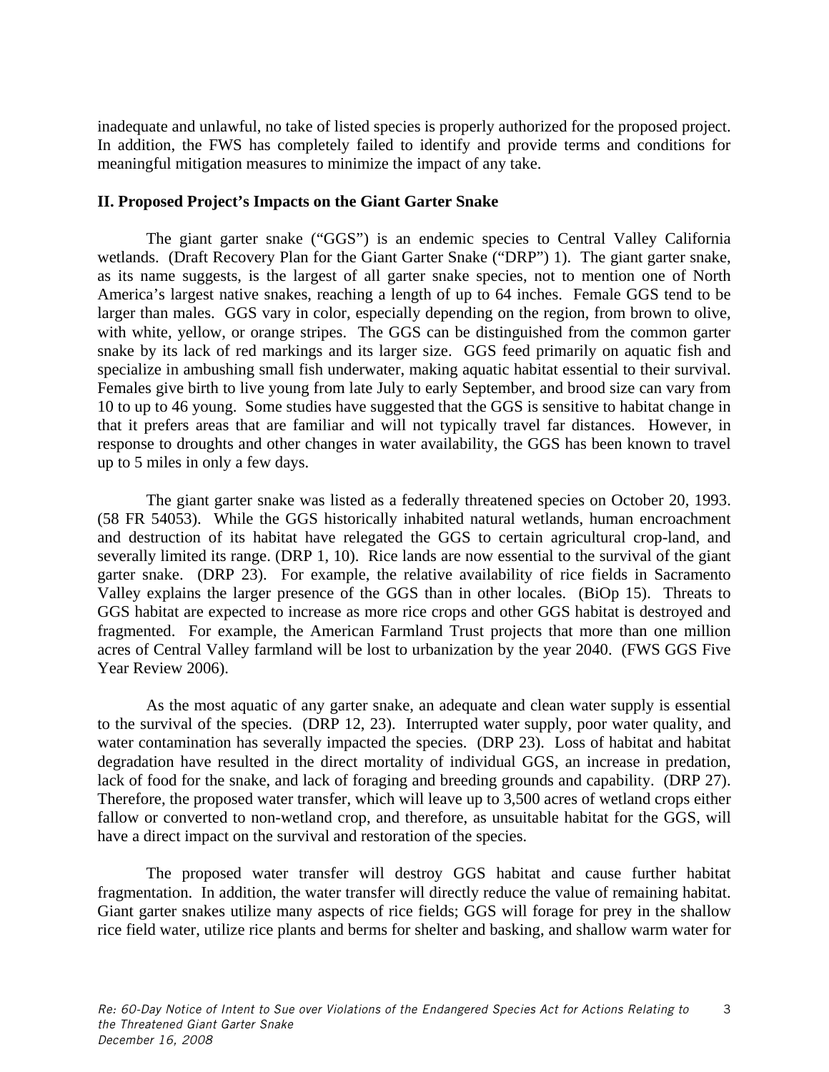inadequate and unlawful, no take of listed species is properly authorized for the proposed project. In addition, the FWS has completely failed to identify and provide terms and conditions for meaningful mitigation measures to minimize the impact of any take.

**II. Proposed Project's Impacts on the Giant Garter Snake**

The giant garter snake ("GGS") is an endemic species to Central Valley California wetlands. (Draft Recovery Plan for the Giant Garter Snake ("DRP") 1). The giant garter snake, as its name suggests, is the largest of all garter snake species, not to mention one of North America's largest native snakes, reaching a length of up to 64 inches. Female GGS tend to be larger than males. GGS vary in color, especially depending on the region, from brown to olive, with white, yellow, or orange stripes. The GGS can be distinguished from the common garter snake by its lack of red markings and its larger size. GGS feed primarily on aquatic fish and specialize in ambushing small fish underwater, making aquatic habitat essential to their survival. Females give birth to live young from late July to early September, and brood size can vary from 10 to up to 46 young. Some studies have suggested that the GGS is sensitive to habitat change in that it prefers areas that are familiar and will not typically travel far distances. However, in response to droughts and other changes in water availability, the GGS has been known to travel up to 5 miles in only a few days.

The giant garter snake was listed as a federally threatened species on October 20, 1993. (58 FR 54053). While the GGS historically inhabited natural wetlands, human encroachment and destruction of its habitat have relegated the GGS to certain agricultural crop-land, and severally limited its range. (DRP 1, 10). Rice lands are now essential to the survival of the giant garter snake. (DRP 23). For example, the relative availability of rice fields in Sacramento Valley explains the larger presence of the GGS than in other locales. (BiOp 15). Threats to GGS habitat are expected to increase as more rice crops and other GGS habitat is destroyed and fragmented. For example, the American Farmland Trust projects that more than one million acres of Central Valley farmland will be lost to urbanization by the year 2040. (FWS GGS Five Year Review 2006).

As the most aquatic of any garter snake, an adequate and clean water supply is essential to the survival of the species. (DRP 12, 23). Interrupted water supply, poor water quality, and water contamination has severally impacted the species. (DRP 23). Loss of habitat and habitat degradation have resulted in the direct mortality of individual GGS, an increase in predation, lack of food for the snake, and lack of foraging and breeding grounds and capability. (DRP 27). Therefore, the proposed water transfer, which will leave up to 3,500 acres of wetland crops either fallow or converted to non-wetland crop, and therefore, as unsuitable habitat for the GGS, will have a direct impact on the survival and restoration of the species.

The proposed water transfer will destroy GGS habitat and cause further habitat fragmentation. In addition, the water transfer will directly reduce the value of remaining habitat. Giant garter snakes utilize many aspects of rice fields; GGS will forage for prey in the shallow rice field water, utilize rice plants and berms for shelter and basking, and shallow warm water for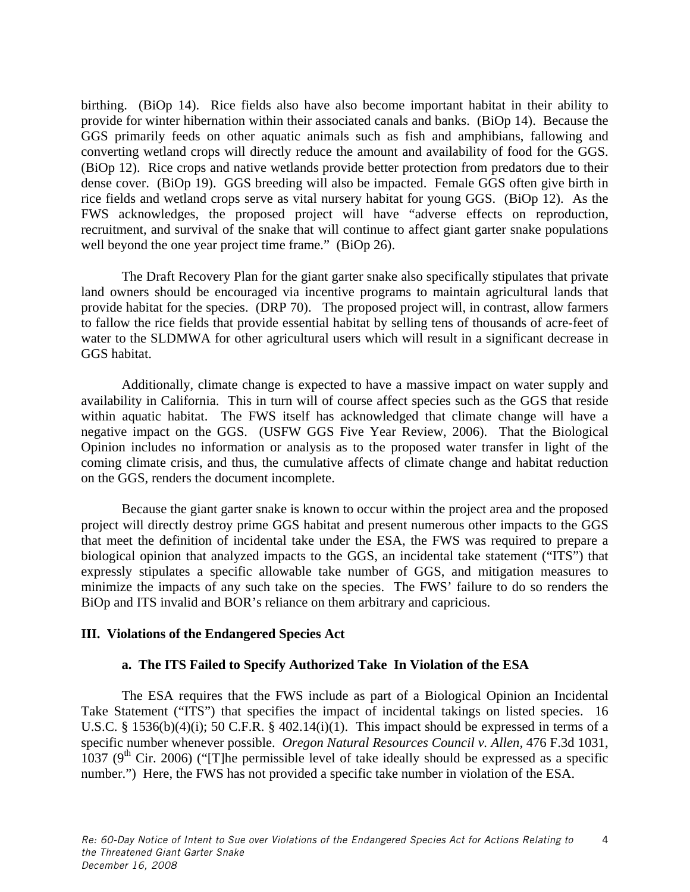birthing. (BiOp 14). Rice fields also have also become important habitat in their ability to provide for winter hibernation within their associated canals and banks. (BiOp 14). Because the GGS primarily feeds on other aquatic animals such as fish and amphibians, fallowing and converting wetland crops will directly reduce the amount and availability of food for the GGS. (BiOp 12). Rice crops and native wetlands provide better protection from predators due to their dense cover. (BiOp 19). GGS breeding will also be impacted. Female GGS often give birth in rice fields and wetland crops serve as vital nursery habitat for young GGS. (BiOp 12). As the FWS acknowledges, the proposed project will have "adverse effects on reproduction, recruitment, and survival of the snake that will continue to affect giant garter snake populations well beyond the one year project time frame." (BiOp 26).

The Draft Recovery Plan for the giant garter snake also specifically stipulates that private land owners should be encouraged via incentive programs to maintain agricultural lands that provide habitat for the species. (DRP 70). The proposed project will, in contrast, allow farmers to fallow the rice fields that provide essential habitat by selling tens of thousands of acre-feet of water to the SLDMWA for other agricultural users which will result in a significant decrease in GGS habitat.

Additionally, climate change is expected to have a massive impact on water supply and availability in California. This in turn will of course affect species such as the GGS that reside within aquatic habitat. The FWS itself has acknowledged that climate change will have a negative impact on the GGS. (USFW GGS Five Year Review, 2006). That the Biological Opinion includes no information or analysis as to the proposed water transfer in light of the coming climate crisis, and thus, the cumulative affects of climate change and habitat reduction on the GGS, renders the document incomplete.

Because the giant garter snake is known to occur within the project area and the proposed project will directly destroy prime GGS habitat and present numerous other impacts to the GGS that meet the definition of incidental take under the ESA, the FWS was required to prepare a biological opinion that analyzed impacts to the GGS, an incidental take statement ("ITS") that expressly stipulates a specific allowable take number of GGS, and mitigation measures to minimize the impacts of any such take on the species. The FWS' failure to do so renders the BiOp and ITS invalid and BOR's reliance on them arbitrary and capricious.

## III. Violations of the Endangered Species Act

### a. The ITS Failed to Specify Authorized Take In Violation of the ESA

The ESA requires that the FWS include as part of a Biological Opinion an Incidental Take Statement ("ITS") that specifies the impact of incidental takings on listed species. 16 U.S.C. § 1536(b)(4)(i); 50 C.F.R. § 402.14(i)(1). This impact should be expressed in terms of a specific number whenever possible. *Oregon Natural Resources Council v. Allen,* 476 F.3d 1031, 1037 (9th Cir. 2006) ("[T]he permissible level of take ideally should be expressed as a specific number.") Here, the FWS has not provided a specific take number in violation of the ESA.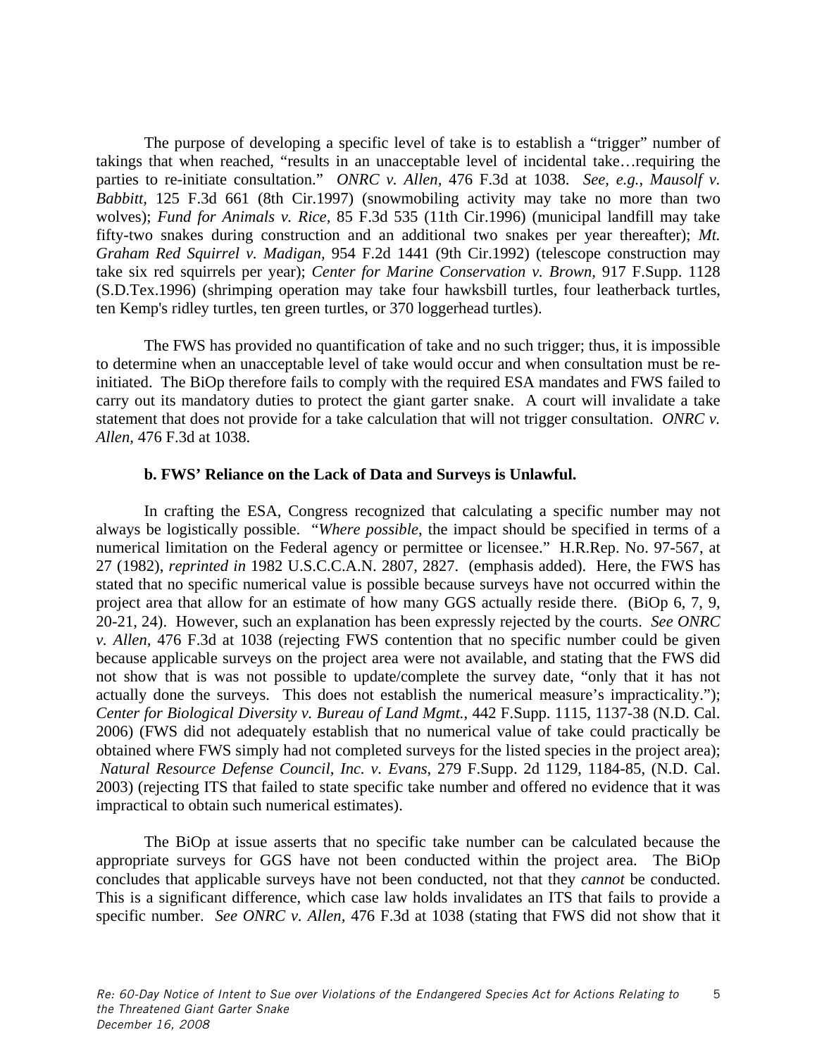The purpose of developing a specific level of take is to establish a "trigger" number of takings that when reached, "results in an unacceptable level of incidental take…requiring the parties to re-initiate consultation." *ONRC v. Allen*, 476 F.3d at 1038. *See, e.g., Mausolf v. Babbitt*, 125 F.3d 661 (8th Cir.1997) (snowmobiling activity may take no more than two wolves); *Fund for Animals v. Rice*, 85 F.3d 535 (11th Cir.1996) (municipal landfill may take fifty-two snakes during construction and an additional two snakes per year thereafter); *Mt. Graham Red Squirrel v. Madigan*, 954 F.2d 1441 (9th Cir.1992) (telescope construction may take six red squirrels per year); *Center for Marine Conservation v. Brown*, 917 F.Supp. 1128 (S.D.Tex.1996) (shrimping operation may take four hawksbill turtles, four leatherback turtles, ten Kemp's ridley turtles, ten green turtles, or 370 loggerhead turtles).

The FWS has provided no quantification of take and no such trigger; thus, it is impossible to determine when an unacceptable level of take would occur and when consultation must be re-initiated. The BiOp therefore fails to comply with the required ESA mandates and FWS failed to carry out its mandatory duties to protect the giant garter snake. A court will invalidate a take statement that does not provide for a take calculation that will not trigger consultation. *ONRC v. Allen*, 476 F.3d at 1038.

**b. FWS' Reliance on the Lack of Data and Surveys is Unlawful.**

In crafting the ESA, Congress recognized that calculating a specific number may not always be logistically possible. "*Where possible*, the impact should be specified in terms of a numerical limitation on the Federal agency or permittee or licensee." H.R.Rep. No. 97-567, at 27 (1982), *reprinted in* 1982 U.S.C.C.A.N. 2807, 2827. (emphasis added). Here, the FWS has stated that no specific numerical value is possible because surveys have not occurred within the project area that allow for an estimate of how many GGS actually reside there. (BiOp 6, 7, 9, 20-21, 24). However, such an explanation has been expressly rejected by the courts. *See ONRC v. Allen,* 476 F.3d at 1038 (rejecting FWS contention that no specific number could be given because applicable surveys on the project area were not available, and stating that the FWS did not show that is was not possible to update/complete the survey date, "only that it has not actually done the surveys. This does not establish the numerical measure's impracticality."); *Center for Biological Diversity v. Bureau of Land Mgmt.*, 442 F.Supp. 1115, 1137-38 (N.D. Cal. 2006) (FWS did not adequately establish that no numerical value of take could practically be obtained where FWS simply had not completed surveys for the listed species in the project area); *Natural Resource Defense Council, Inc. v. Evans*, 279 F.Supp. 2d 1129, 1184-85, (N.D. Cal. 2003) (rejecting ITS that failed to state specific take number and offered no evidence that it was impractical to obtain such numerical estimates).

The BiOp at issue asserts that no specific take number can be calculated because the appropriate surveys for GGS have not been conducted within the project area. The BiOp concludes that applicable surveys have not been conducted, not that they *cannot* be conducted. This is a significant difference, which case law holds invalidates an ITS that fails to provide a specific number. *See ONRC v. Allen,* 476 F.3d at 1038 (stating that FWS did not show that it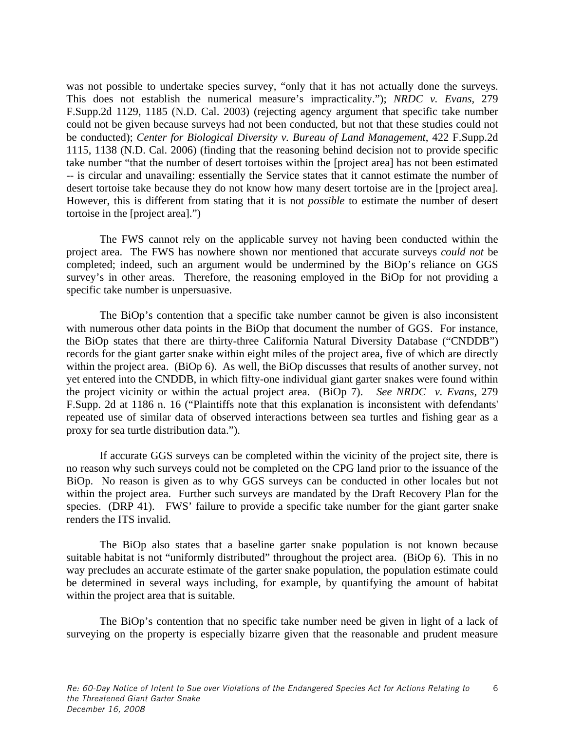was not possible to undertake species survey, "only that it has not actually done the surveys. This does not establish the numerical measure's impracticality."); *NRDC v. Evans*, 279 F.Supp.2d 1129, 1185 (N.D. Cal. 2003) (rejecting agency argument that specific take number could not be given because surveys had not been conducted, but not that these studies could not be conducted); *Center for Biological Diversity v. Bureau of Land Management*, 422 F.Supp.2d 1115, 1138 (N.D. Cal. 2006) (finding that the reasoning behind decision not to provide specific take number "that the number of desert tortoises within the [project area] has not been estimated -- is circular and unavailing: essentially the Service states that it cannot estimate the number of desert tortoise take because they do not know how many desert tortoise are in the [project area]. However, this is different from stating that it is not *possible* to estimate the number of desert tortoise in the [project area].")

The FWS cannot rely on the applicable survey not having been conducted within the project area. The FWS has nowhere shown nor mentioned that accurate surveys *could not* be completed; indeed, such an argument would be undermined by the BiOp's reliance on GGS survey's in other areas. Therefore, the reasoning employed in the BiOp for not providing a specific take number is unpersuasive.

The BiOp's contention that a specific take number cannot be given is also inconsistent with numerous other data points in the BiOp that document the number of GGS. For instance, the BiOp states that there are thirty-three California Natural Diversity Database ("CNDDB") records for the giant garter snake within eight miles of the project area, five of which are directly within the project area. (BiOp 6). As well, the BiOp discusses that results of another survey, not yet entered into the CNDDB, in which fifty-one individual giant garter snakes were found within the project vicinity or within the actual project area. (BiOp 7). *See NRDC v. Evans*, 279 F.Supp. 2d at 1186 n. 16 ("Plaintiffs note that this explanation is inconsistent with defendants' repeated use of similar data of observed interactions between sea turtles and fishing gear as a proxy for sea turtle distribution data.").

If accurate GGS surveys can be completed within the vicinity of the project site, there is no reason why such surveys could not be completed on the CPG land prior to the issuance of the BiOp. No reason is given as to why GGS surveys can be conducted in other locales but not within the project area. Further such surveys are mandated by the Draft Recovery Plan for the species. (DRP 41). FWS' failure to provide a specific take number for the giant garter snake renders the ITS invalid.

The BiOp also states that a baseline garter snake population is not known because suitable habitat is not "uniformly distributed" throughout the project area. (BiOp 6). This in no way precludes an accurate estimate of the garter snake population, the population estimate could be determined in several ways including, for example, by quantifying the amount of habitat within the project area that is suitable.

The BiOp's contention that no specific take number need be given in light of a lack of surveying on the property is especially bizarre given that the reasonable and prudent measure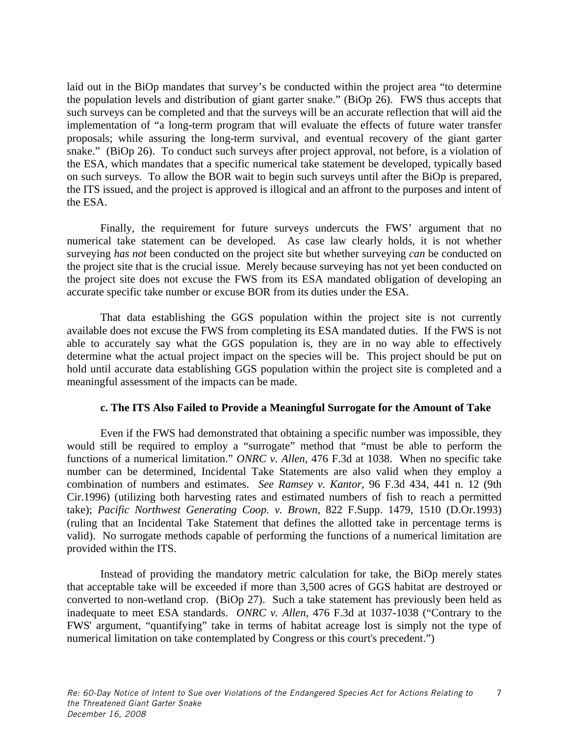laid out in the BiOp mandates that survey's be conducted within the project area "to determine the population levels and distribution of giant garter snake." (BiOp 26). FWS thus accepts that such surveys can be completed and that the surveys will be an accurate reflection that will aid the implementation of "a long-term program that will evaluate the effects of future water transfer proposals; while assuring the long-term survival, and eventual recovery of the giant garter snake." (BiOp 26). To conduct such surveys after project approval, not before, is a violation of the ESA, which mandates that a specific numerical take statement be developed, typically based on such surveys. To allow the BOR wait to begin such surveys until after the BiOp is prepared, the ITS issued, and the project is approved is illogical and an affront to the purposes and intent of the ESA.

Finally, the requirement for future surveys undercuts the FWS' argument that no numerical take statement can be developed. As case law clearly holds, it is not whether surveying *has not* been conducted on the project site but whether surveying *can* be conducted on the project site that is the crucial issue. Merely because surveying has not yet been conducted on the project site does not excuse the FWS from its ESA mandated obligation of developing an accurate specific take number or excuse BOR from its duties under the ESA.

That data establishing the GGS population within the project site is not currently available does not excuse the FWS from completing its ESA mandated duties. If the FWS is not able to accurately say what the GGS population is, they are in no way able to effectively determine what the actual project impact on the species will be. This project should be put on hold until accurate data establishing GGS population within the project site is completed and a meaningful assessment of the impacts can be made.

#### c. The ITS Also Failed to Provide a Meaningful Surrogate for the Amount of Take

Even if the FWS had demonstrated that obtaining a specific number was impossible, they would still be required to employ a "surrogate" method that "must be able to perform the functions of a numerical limitation." *ONRC v. Allen*, 476 F.3d at 1038. When no specific take number can be determined, Incidental Take Statements are also valid when they employ a combination of numbers and estimates. *See Ramsey v. Kantor*, 96 F.3d 434, 441 n. 12 (9th Cir.1996) (utilizing both harvesting rates and estimated numbers of fish to reach a permitted take); *Pacific Northwest Generating Coop. v. Brown*, 822 F.Supp. 1479, 1510 (D.Or.1993) (ruling that an Incidental Take Statement that defines the allotted take in percentage terms is valid). No surrogate methods capable of performing the functions of a numerical limitation are provided within the ITS.

Instead of providing the mandatory metric calculation for take, the BiOp merely states that acceptable take will be exceeded if more than 3,500 acres of GGS habitat are destroyed or converted to non-wetland crop. (BiOp 27). Such a take statement has previously been held as inadequate to meet ESA standards. *ONRC v. Allen*, 476 F.3d at 1037-1038 ("Contrary to the FWS' argument, "quantifying" take in terms of habitat acreage lost is simply not the type of numerical limitation on take contemplated by Congress or this court's precedent.")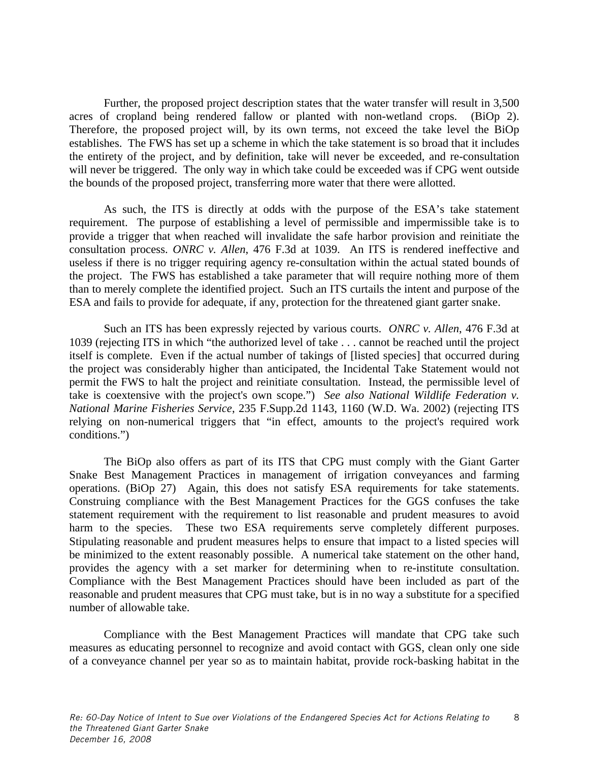Further, the proposed project description states that the water transfer will result in 3,500 acres of cropland being rendered fallow or planted with non-wetland crops. (BiOp 2). Therefore, the proposed project will, by its own terms, not exceed the take level the BiOp establishes. The FWS has set up a scheme in which the take statement is so broad that it includes the entirety of the project, and by definition, take will never be exceeded, and re-consultation will never be triggered. The only way in which take could be exceeded was if CPG went outside the bounds of the proposed project, transferring more water that there were allotted.

As such, the ITS is directly at odds with the purpose of the ESA's take statement requirement. The purpose of establishing a level of permissible and impermissible take is to provide a trigger that when reached will invalidate the safe harbor provision and reinitiate the consultation process. *ONRC v. Allen*, 476 F.3d at 1039. An ITS is rendered ineffective and useless if there is no trigger requiring agency re-consultation within the actual stated bounds of the project. The FWS has established a take parameter that will require nothing more of them than to merely complete the identified project. Such an ITS curtails the intent and purpose of the ESA and fails to provide for adequate, if any, protection for the threatened giant garter snake.

Such an ITS has been expressly rejected by various courts. *ONRC v. Allen*, 476 F.3d at 1039 (rejecting ITS in which "the authorized level of take . . . cannot be reached until the project itself is complete. Even if the actual number of takings of [listed species] that occurred during the project was considerably higher than anticipated, the Incidental Take Statement would not permit the FWS to halt the project and reinitiate consultation. Instead, the permissible level of take is coextensive with the project's own scope.") *See also National Wildlife Federation v. National Marine Fisheries Service*, 235 F.Supp.2d 1143, 1160 (W.D. Wa. 2002) (rejecting ITS relying on non-numerical triggers that "in effect, amounts to the project's required work conditions.")

The BiOp also offers as part of its ITS that CPG must comply with the Giant Garter Snake Best Management Practices in management of irrigation conveyances and farming operations. (BiOp 27) Again, this does not satisfy ESA requirements for take statements. Construing compliance with the Best Management Practices for the GGS confuses the take statement requirement with the requirement to list reasonable and prudent measures to avoid harm to the species. These two ESA requirements serve completely different purposes. Stipulating reasonable and prudent measures helps to ensure that impact to a listed species will be minimized to the extent reasonably possible. A numerical take statement on the other hand, provides the agency with a set marker for determining when to re-institute consultation. Compliance with the Best Management Practices should have been included as part of the reasonable and prudent measures that CPG must take, but is in no way a substitute for a specified number of allowable take.

Compliance with the Best Management Practices will mandate that CPG take such measures as educating personnel to recognize and avoid contact with GGS, clean only one side of a conveyance channel per year so as to maintain habitat, provide rock-basking habitat in the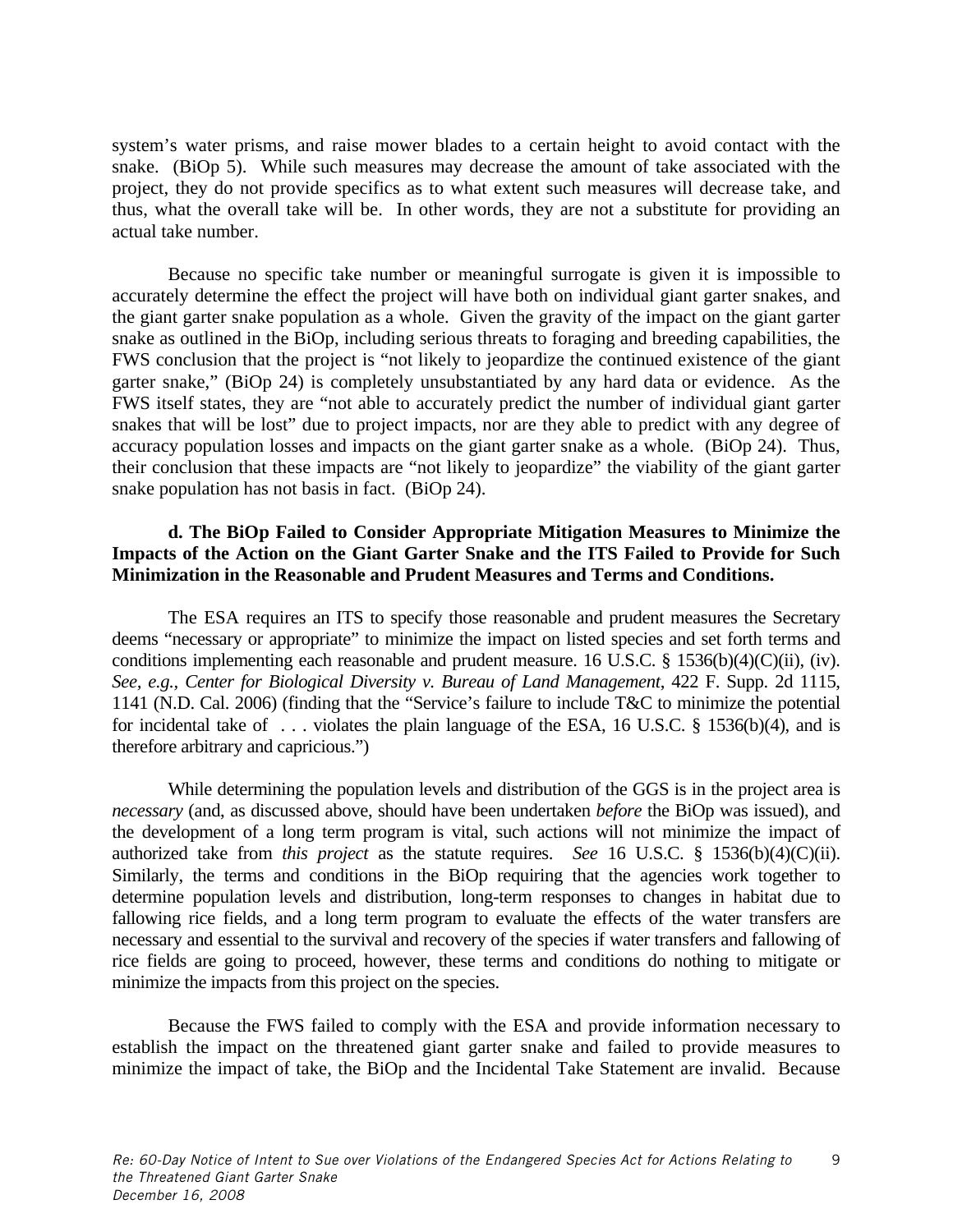system's water prisms, and raise mower blades to a certain height to avoid contact with the snake. (BiOp 5). While such measures may decrease the amount of take associated with the project, they do not provide specifics as to what extent such measures will decrease take, and thus, what the overall take will be. In other words, they are not a substitute for providing an actual take number.

Because no specific take number or meaningful surrogate is given it is impossible to accurately determine the effect the project will have both on individual giant garter snakes, and the giant garter snake population as a whole. Given the gravity of the impact on the giant garter snake as outlined in the BiOp, including serious threats to foraging and breeding capabilities, the FWS conclusion that the project is "not likely to jeopardize the continued existence of the giant garter snake," (BiOp 24) is completely unsubstantiated by any hard data or evidence. As the FWS itself states, they are "not able to accurately predict the number of individual giant garter snakes that will be lost" due to project impacts, nor are they able to predict with any degree of accuracy population losses and impacts on the giant garter snake as a whole. (BiOp 24). Thus, their conclusion that these impacts are "not likely to jeopardize" the viability of the giant garter snake population has not basis in fact. (BiOp 24).

**d. The BiOp Failed to Consider Appropriate Mitigation Measures to Minimize the Impacts of the Action on the Giant Garter Snake and the ITS Failed to Provide for Such Minimization in the Reasonable and Prudent Measures and Terms and Conditions.**

The ESA requires an ITS to specify those reasonable and prudent measures the Secretary deems "necessary or appropriate" to minimize the impact on listed species and set forth terms and conditions implementing each reasonable and prudent measure. 16 U.S.C. § 1536(b)(4)(C)(ii), (iv). *See, e.g.*, *Center for Biological Diversity v. Bureau of Land Management*, 422 F. Supp. 2d 1115, 1141 (N.D. Cal. 2006) (finding that the "Service's failure to include T&C to minimize the potential for incidental take of . . . violates the plain language of the ESA, 16 U.S.C. § 1536(b)(4), and is therefore arbitrary and capricious.")

While determining the population levels and distribution of the GGS is in the project area is *necessary* (and, as discussed above, should have been undertaken *before* the BiOp was issued), and the development of a long term program is vital, such actions will not minimize the impact of authorized take from *this project* as the statute requires. *See* 16 U.S.C. § 1536(b)(4)(C)(ii). Similarly, the terms and conditions in the BiOp requiring that the agencies work together to determine population levels and distribution, long-term responses to changes in habitat due to fallowing rice fields, and a long term program to evaluate the effects of the water transfers are necessary and essential to the survival and recovery of the species if water transfers and fallowing of rice fields are going to proceed, however, these terms and conditions do nothing to mitigate or minimize the impacts from this project on the species.

Because the FWS failed to comply with the ESA and provide information necessary to establish the impact on the threatened giant garter snake and failed to provide measures to minimize the impact of take, the BiOp and the Incidental Take Statement are invalid. Because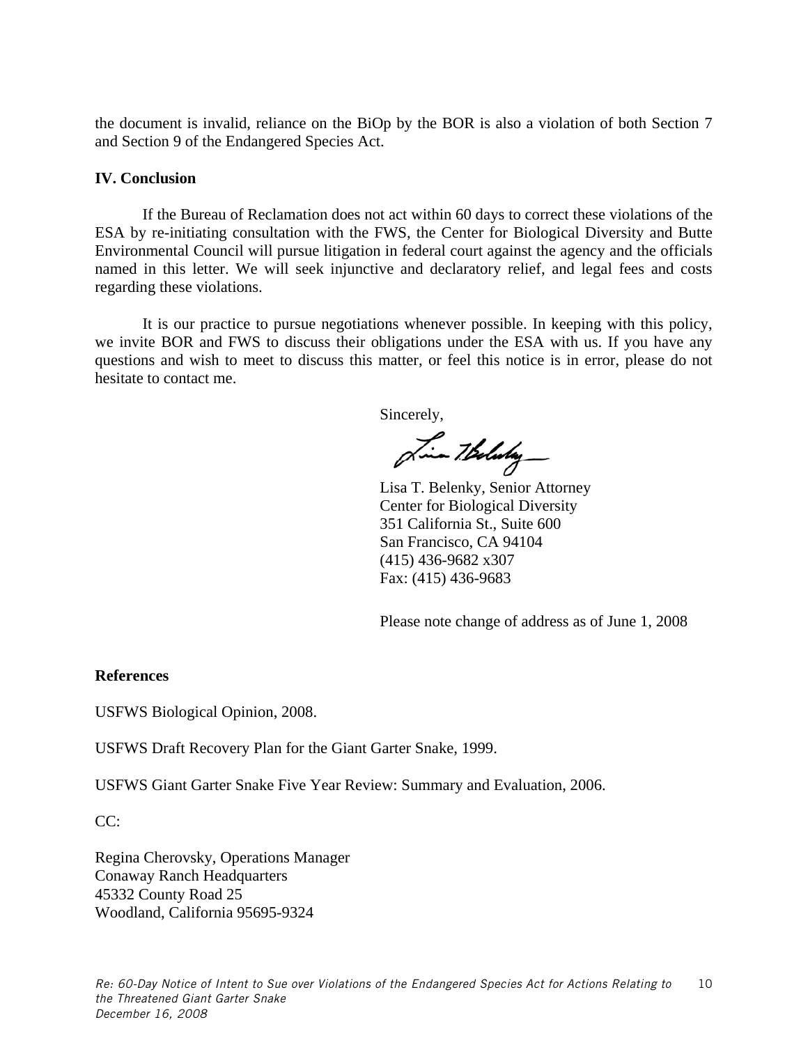the document is invalid, reliance on the BiOp by the BOR is also a violation of both Section 7 and Section 9 of the Endangered Species Act.

**IV. Conclusion**

If the Bureau of Reclamation does not act within 60 days to correct these violations of the ESA by re-initiating consultation with the FWS, the Center for Biological Diversity and Butte Environmental Council will pursue litigation in federal court against the agency and the officials named in this letter. We will seek injunctive and declaratory relief, and legal fees and costs regarding these violations.

It is our practice to pursue negotiations whenever possible. In keeping with this policy, we invite BOR and FWS to discuss their obligations under the ESA with us. If you have any questions and wish to meet to discuss this matter, or feel this notice is in error, please do not hesitate to contact me.

Sincerely,

Lisa T. Belenky, Senior Attorney
Center for Biological Diversity
351 California St., Suite 600
San Francisco, CA 94104
(415) 436-9682 x307
Fax: (415) 436-9683

Please note change of address as of June 1, 2008

**References**

USFWS Biological Opinion, 2008.

USFWS Draft Recovery Plan for the Giant Garter Snake, 1999.

USFWS Giant Garter Snake Five Year Review: Summary and Evaluation, 2006.

CC:

Regina Cherovsky, Operations Manager
Conaway Ranch Headquarters
45332 County Road 25
Woodland, California 95695-9324